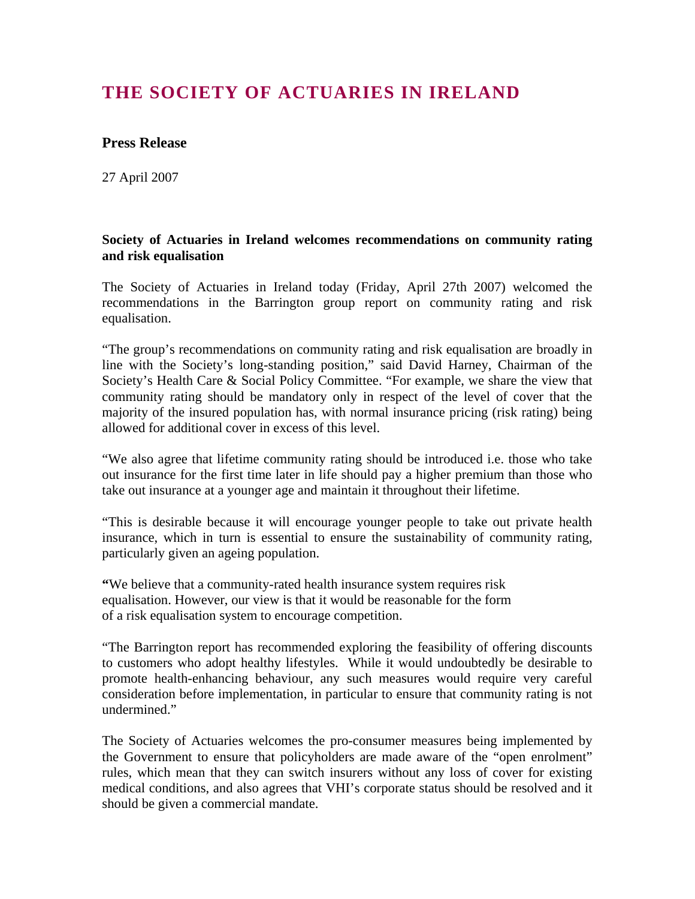# THE SOCIETY OF ACTUARIES IN IRELAND

## Press Release

27 April 2007

**Society of Actuaries in Ireland welcomes recommendations on community rating and risk equalisation**

The Society of Actuaries in Ireland today (Friday, April 27th 2007) welcomed the recommendations in the Barrington group report on community rating and risk equalisation.

"The group's recommendations on community rating and risk equalisation are broadly in line with the Society's long-standing position," said David Harney, Chairman of the Society's Health Care & Social Policy Committee. "For example, we share the view that community rating should be mandatory only in respect of the level of cover that the majority of the insured population has, with normal insurance pricing (risk rating) being allowed for additional cover in excess of this level.

"We also agree that lifetime community rating should be introduced i.e. those who take out insurance for the first time later in life should pay a higher premium than those who take out insurance at a younger age and maintain it throughout their lifetime.

"This is desirable because it will encourage younger people to take out private health insurance, which in turn is essential to ensure the sustainability of community rating, particularly given an ageing population.

"We believe that a community-rated health insurance system requires risk equalisation. However, our view is that it would be reasonable for the form of a risk equalisation system to encourage competition.

"The Barrington report has recommended exploring the feasibility of offering discounts to customers who adopt healthy lifestyles. While it would undoubtedly be desirable to promote health-enhancing behaviour, any such measures would require very careful consideration before implementation, in particular to ensure that community rating is not undermined."

The Society of Actuaries welcomes the pro-consumer measures being implemented by the Government to ensure that policyholders are made aware of the "open enrolment" rules, which mean that they can switch insurers without any loss of cover for existing medical conditions, and also agrees that VHI's corporate status should be resolved and it should be given a commercial mandate.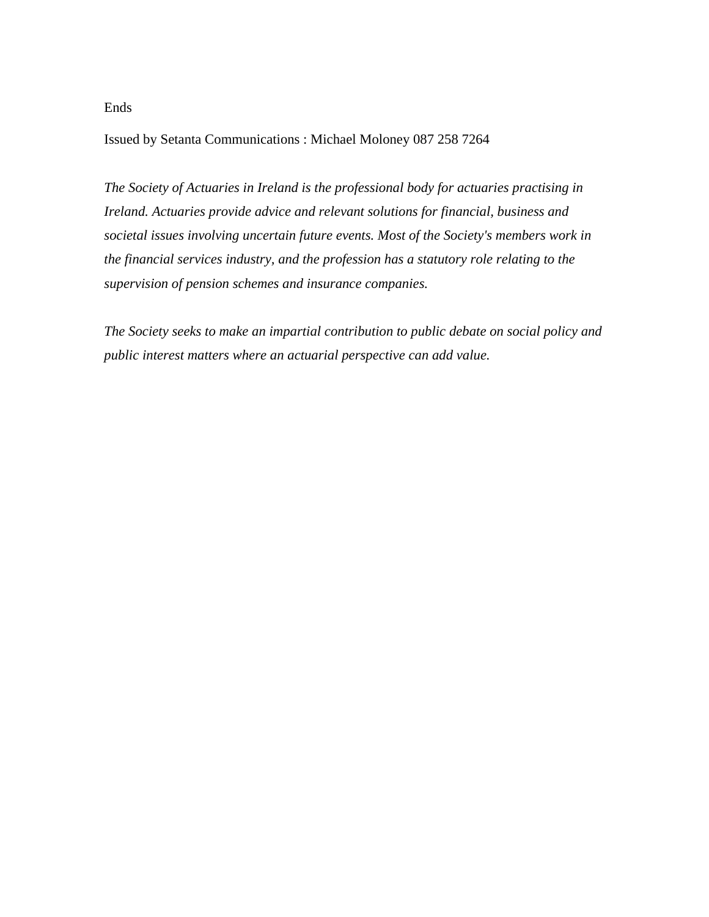Ends

Issued by Setanta Communications : Michael Moloney 087 258 7264

*The Society of Actuaries in Ireland is the professional body for actuaries practising in Ireland. Actuaries provide advice and relevant solutions for financial, business and societal issues involving uncertain future events. Most of the Society's members work in the financial services industry, and the profession has a statutory role relating to the supervision of pension schemes and insurance companies.*

*The Society seeks to make an impartial contribution to public debate on social policy and public interest matters where an actuarial perspective can add value.*